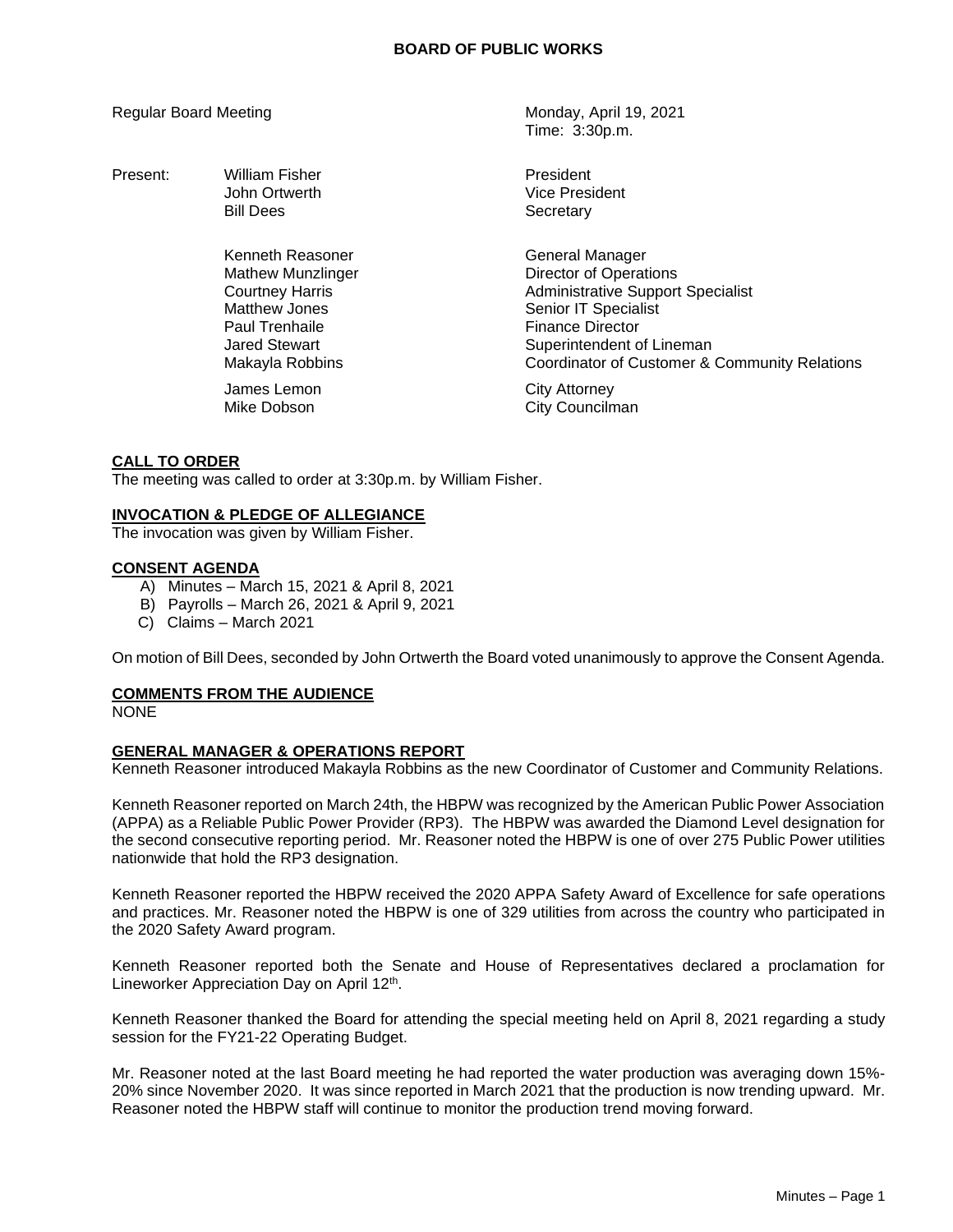# BOARD OF PUBLIC WORKS

Regular Board Meeting

Monday, April 19, 2021
Time: 3:30p.m.

| Present: | | |
|---|---|---|
| | William Fisher | President |
| | John Ortwerth | Vice President |
| | Bill Dees | Secretary |
| | Kenneth Reasoner | General Manager |
| | Mathew Munzlinger | Director of Operations |
| | Courtney Harris | Administrative Support Specialist |
| | Matthew Jones | Senior IT Specialist |
| | Paul Trenhaile | Finance Director |
| | Jared Stewart | Superintendent of Lineman |
| | Makayla Robbins | Coordinator of Customer & Community Relations |
| | James Lemon | City Attorney |
| | Mike Dobson | City Councilman |

**CALL TO ORDER**

The meeting was called to order at 3:30p.m. by William Fisher.

**INVOCATION & PLEDGE OF ALLEGIANCE**

The invocation was given by William Fisher.

**CONSENT AGENDA**

A) Minutes – March 15, 2021 & April 8, 2021
B) Payrolls – March 26, 2021 & April 9, 2021
C) Claims – March 2021

On motion of Bill Dees, seconded by John Ortwerth the Board voted unanimously to approve the Consent Agenda.

**COMMENTS FROM THE AUDIENCE**

NONE

**GENERAL MANAGER & OPERATIONS REPORT**

Kenneth Reasoner introduced Makayla Robbins as the new Coordinator of Customer and Community Relations.

Kenneth Reasoner reported on March 24th, the HBPW was recognized by the American Public Power Association (APPA) as a Reliable Public Power Provider (RP3). The HBPW was awarded the Diamond Level designation for the second consecutive reporting period. Mr. Reasoner noted the HBPW is one of over 275 Public Power utilities nationwide that hold the RP3 designation.

Kenneth Reasoner reported the HBPW received the 2020 APPA Safety Award of Excellence for safe operations and practices. Mr. Reasoner noted the HBPW is one of 329 utilities from across the country who participated in the 2020 Safety Award program.

Kenneth Reasoner reported both the Senate and House of Representatives declared a proclamation for Lineworker Appreciation Day on April 12th.

Kenneth Reasoner thanked the Board for attending the special meeting held on April 8, 2021 regarding a study session for the FY21-22 Operating Budget.

Mr. Reasoner noted at the last Board meeting he had reported the water production was averaging down 15%-20% since November 2020. It was since reported in March 2021 that the production is now trending upward. Mr. Reasoner noted the HBPW staff will continue to monitor the production trend moving forward.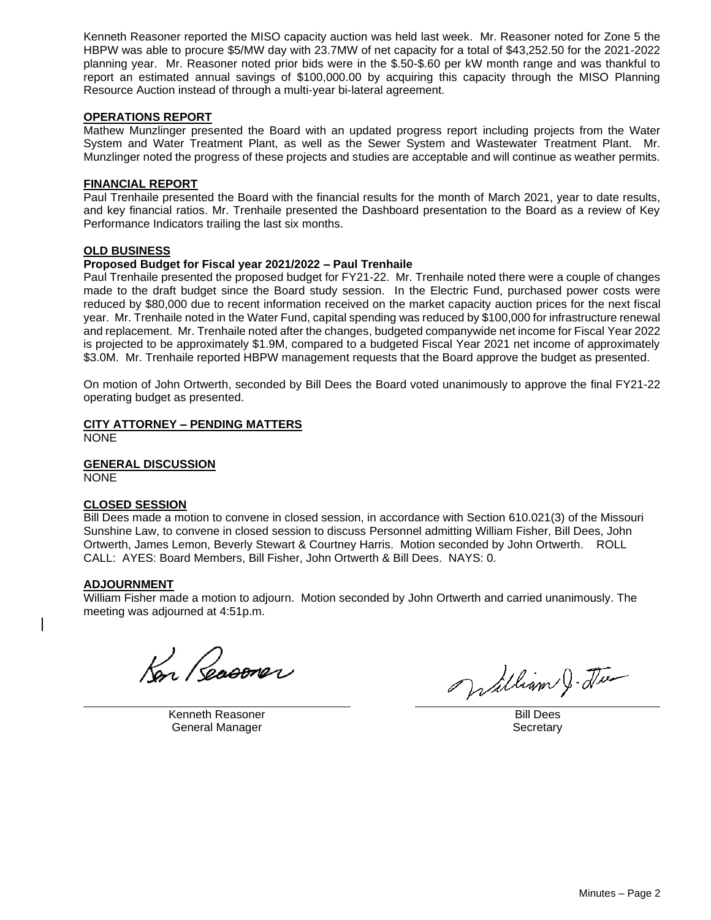Kenneth Reasoner reported the MISO capacity auction was held last week. Mr. Reasoner noted for Zone 5 the HBPW was able to procure $5/MW day with 23.7MW of net capacity for a total of $43,252.50 for the 2021-2022 planning year. Mr. Reasoner noted prior bids were in the $.50-$.60 per kW month range and was thankful to report an estimated annual savings of $100,000.00 by acquiring this capacity through the MISO Planning Resource Auction instead of through a multi-year bi-lateral agreement.

## OPERATIONS REPORT

Mathew Munzlinger presented the Board with an updated progress report including projects from the Water System and Water Treatment Plant, as well as the Sewer System and Wastewater Treatment Plant. Mr. Munzlinger noted the progress of these projects and studies are acceptable and will continue as weather permits.

## FINANCIAL REPORT

Paul Trenhaile presented the Board with the financial results for the month of March 2021, year to date results, and key financial ratios. Mr. Trenhaile presented the Dashboard presentation to the Board as a review of Key Performance Indicators trailing the last six months.

## OLD BUSINESS

### Proposed Budget for Fiscal year 2021/2022 – Paul Trenhaile

Paul Trenhaile presented the proposed budget for FY21-22. Mr. Trenhaile noted there were a couple of changes made to the draft budget since the Board study session. In the Electric Fund, purchased power costs were reduced by $80,000 due to recent information received on the market capacity auction prices for the next fiscal year. Mr. Trenhaile noted in the Water Fund, capital spending was reduced by $100,000 for infrastructure renewal and replacement. Mr. Trenhaile noted after the changes, budgeted companywide net income for Fiscal Year 2022 is projected to be approximately $1.9M, compared to a budgeted Fiscal Year 2021 net income of approximately $3.0M. Mr. Trenhaile reported HBPW management requests that the Board approve the budget as presented.

On motion of John Ortwerth, seconded by Bill Dees the Board voted unanimously to approve the final FY21-22 operating budget as presented.

## CITY ATTORNEY – PENDING MATTERS

NONE

## GENERAL DISCUSSION

NONE

## CLOSED SESSION

Bill Dees made a motion to convene in closed session, in accordance with Section 610.021(3) of the Missouri Sunshine Law, to convene in closed session to discuss Personnel admitting William Fisher, Bill Dees, John Ortwerth, James Lemon, Beverly Stewart & Courtney Harris. Motion seconded by John Ortwerth. ROLL CALL: AYES: Board Members, Bill Fisher, John Ortwerth & Bill Dees. NAYS: 0.

## ADJOURNMENT

William Fisher made a motion to adjourn. Motion seconded by John Ortwerth and carried unanimously. The meeting was adjourned at 4:51p.m.

Ken Reasoner

Kenneth Reasoner
General Manager

William J. Dees

Bill Dees
Secretary